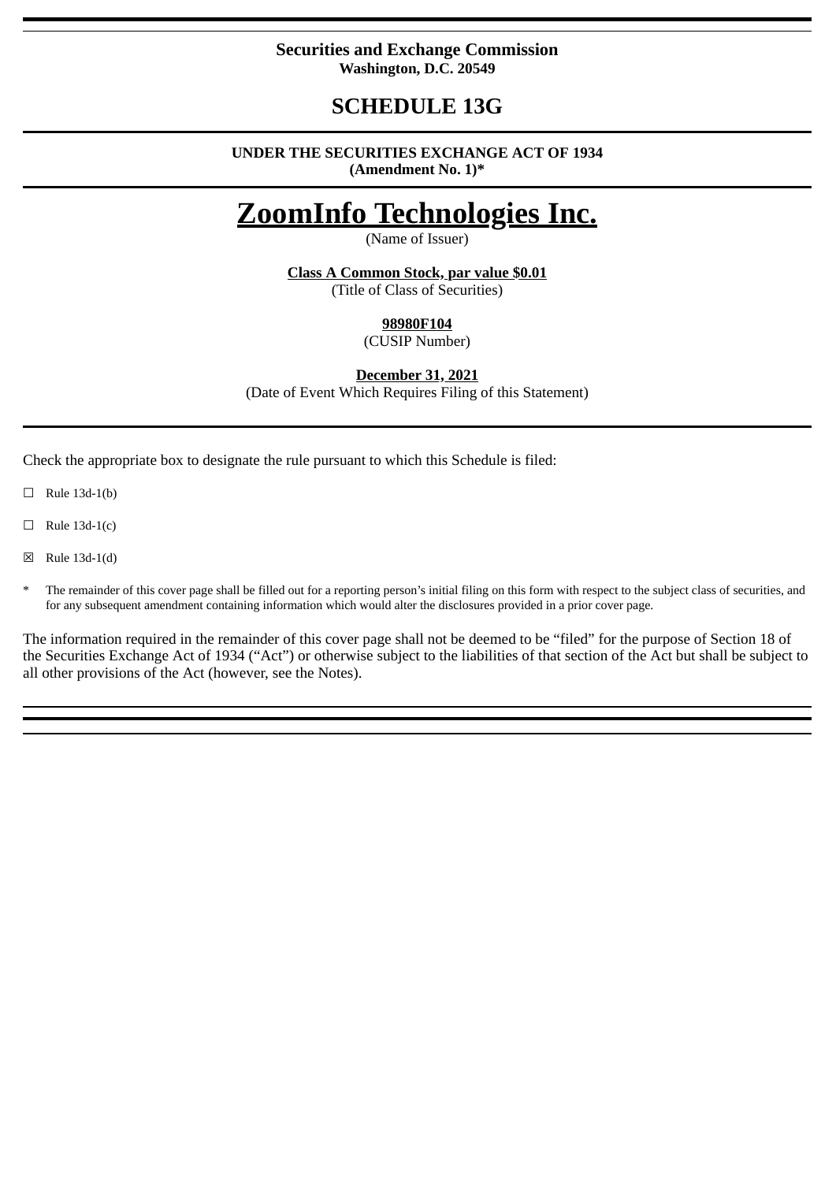**Securities and Exchange Commission**
**Washington, D.C. 20549**

# SCHEDULE 13G

**UNDER THE SECURITIES EXCHANGE ACT OF 1934**
**(Amendment No. 1)***

# ZoomInfo Technologies Inc.

(Name of Issuer)

**Class A Common Stock, par value $0.01**
(Title of Class of Securities)

**98980F104**
(CUSIP Number)

**December 31, 2021**
(Date of Event Which Requires Filing of this Statement)

Check the appropriate box to designate the rule pursuant to which this Schedule is filed:

☐ Rule 13d-1(b)

☐ Rule 13d-1(c)

☒ Rule 13d-1(d)

\* The remainder of this cover page shall be filled out for a reporting person's initial filing on this form with respect to the subject class of securities, and for any subsequent amendment containing information which would alter the disclosures provided in a prior cover page.

The information required in the remainder of this cover page shall not be deemed to be "filed" for the purpose of Section 18 of the Securities Exchange Act of 1934 ("Act") or otherwise subject to the liabilities of that section of the Act but shall be subject to all other provisions of the Act (however, see the Notes).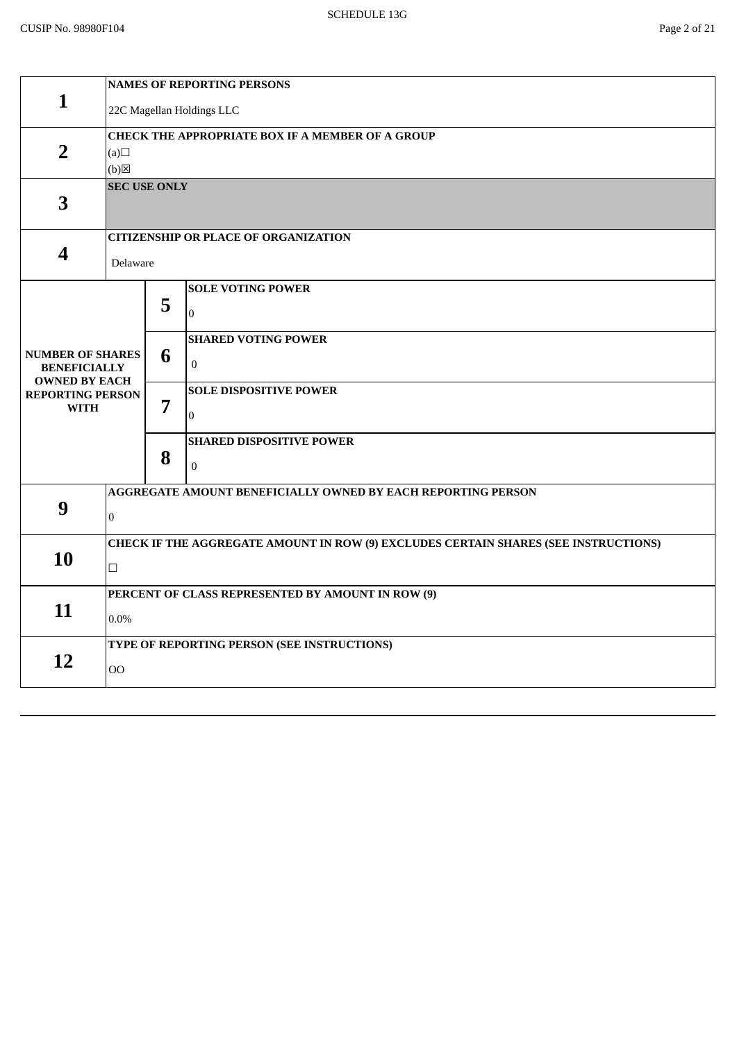| | | | |
|---|---|---|---|
| **1** | **NAMES OF REPORTING PERSONS**<br>22C Magellan Holdings LLC | | |
| **2** | **CHECK THE APPROPRIATE BOX IF A MEMBER OF A GROUP**<br>(a)☐<br>(b)☒ | | |
| **3** | **SEC USE ONLY** | | |
| **4** | **CITIZENSHIP OR PLACE OF ORGANIZATION**<br>Delaware | | |
| **NUMBER OF SHARES BENEFICIALLY OWNED BY EACH REPORTING PERSON WITH** | **5** | **SOLE VOTING POWER**<br>0 | |
| | **6** | **SHARED VOTING POWER**<br>0 | |
| | **7** | **SOLE DISPOSITIVE POWER**<br>0 | |
| | **8** | **SHARED DISPOSITIVE POWER**<br>0 | |
| **9** | **AGGREGATE AMOUNT BENEFICIALLY OWNED BY EACH REPORTING PERSON**<br>0 | | |
| **10** | **CHECK IF THE AGGREGATE AMOUNT IN ROW (9) EXCLUDES CERTAIN SHARES (SEE INSTRUCTIONS)**<br>☐ | | |
| **11** | **PERCENT OF CLASS REPRESENTED BY AMOUNT IN ROW (9)**<br>0.0% | | |
| **12** | **TYPE OF REPORTING PERSON (SEE INSTRUCTIONS)**<br>OO | | |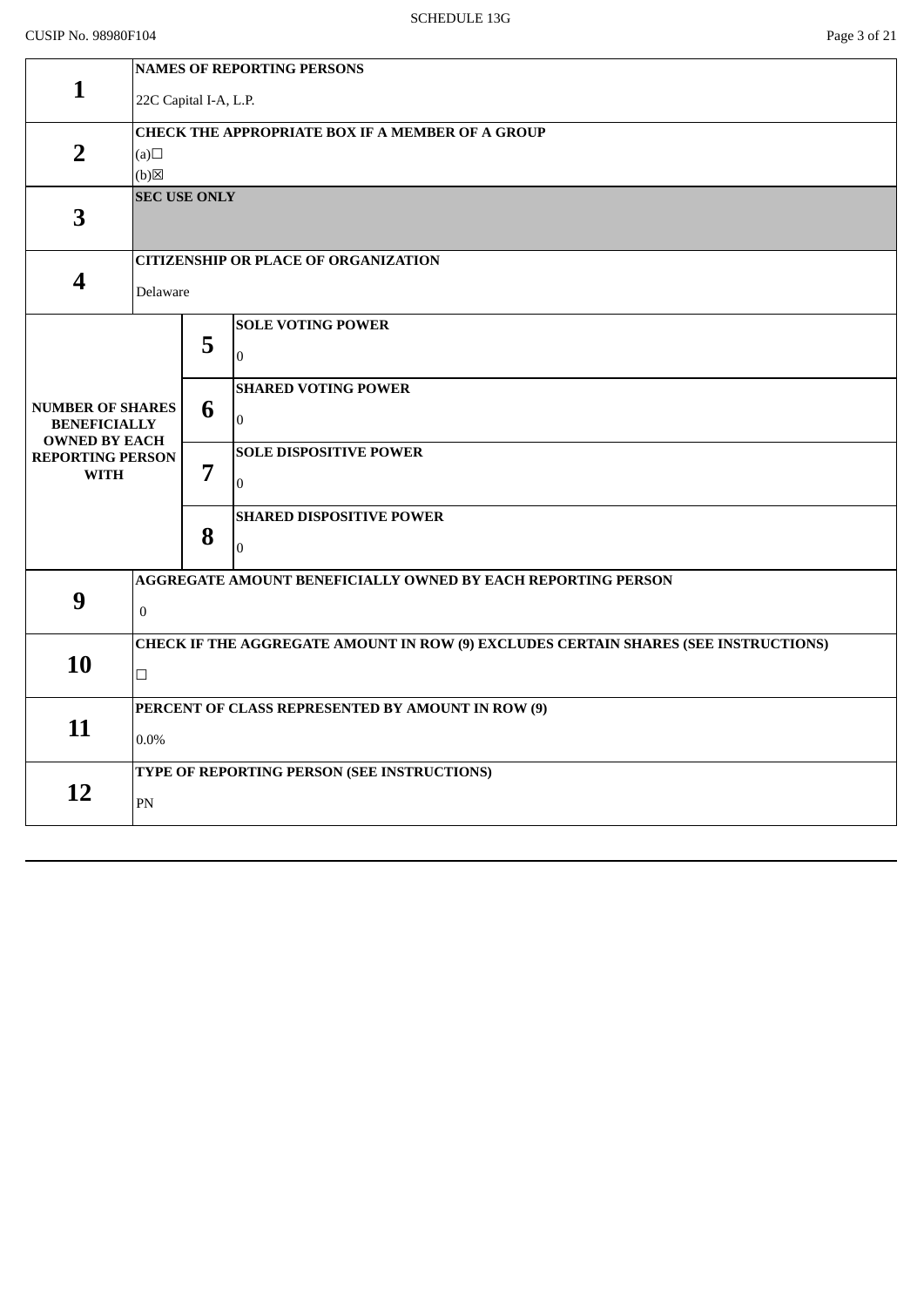| | | | |
|---|---|---|---|
| **1** | **NAMES OF REPORTING PERSONS**<br>22C Capital I-A, L.P. | | |
| **2** | **CHECK THE APPROPRIATE BOX IF A MEMBER OF A GROUP**<br>(a)☐<br>(b)☒ | | |
| **3** | **SEC USE ONLY** | | |
| **4** | **CITIZENSHIP OR PLACE OF ORGANIZATION**<br>Delaware | | |
| **NUMBER OF SHARES BENEFICIALLY OWNED BY EACH REPORTING PERSON WITH** | **5** | **SOLE VOTING POWER**<br>0 | |
| | **6** | **SHARED VOTING POWER**<br>0 | |
| | **7** | **SOLE DISPOSITIVE POWER**<br>0 | |
| | **8** | **SHARED DISPOSITIVE POWER**<br>0 | |
| **9** | **AGGREGATE AMOUNT BENEFICIALLY OWNED BY EACH REPORTING PERSON**<br>0 | | |
| **10** | **CHECK IF THE AGGREGATE AMOUNT IN ROW (9) EXCLUDES CERTAIN SHARES (SEE INSTRUCTIONS)**<br>☐ | | |
| **11** | **PERCENT OF CLASS REPRESENTED BY AMOUNT IN ROW (9)**<br>0.0% | | |
| **12** | **TYPE OF REPORTING PERSON (SEE INSTRUCTIONS)**<br>PN | | |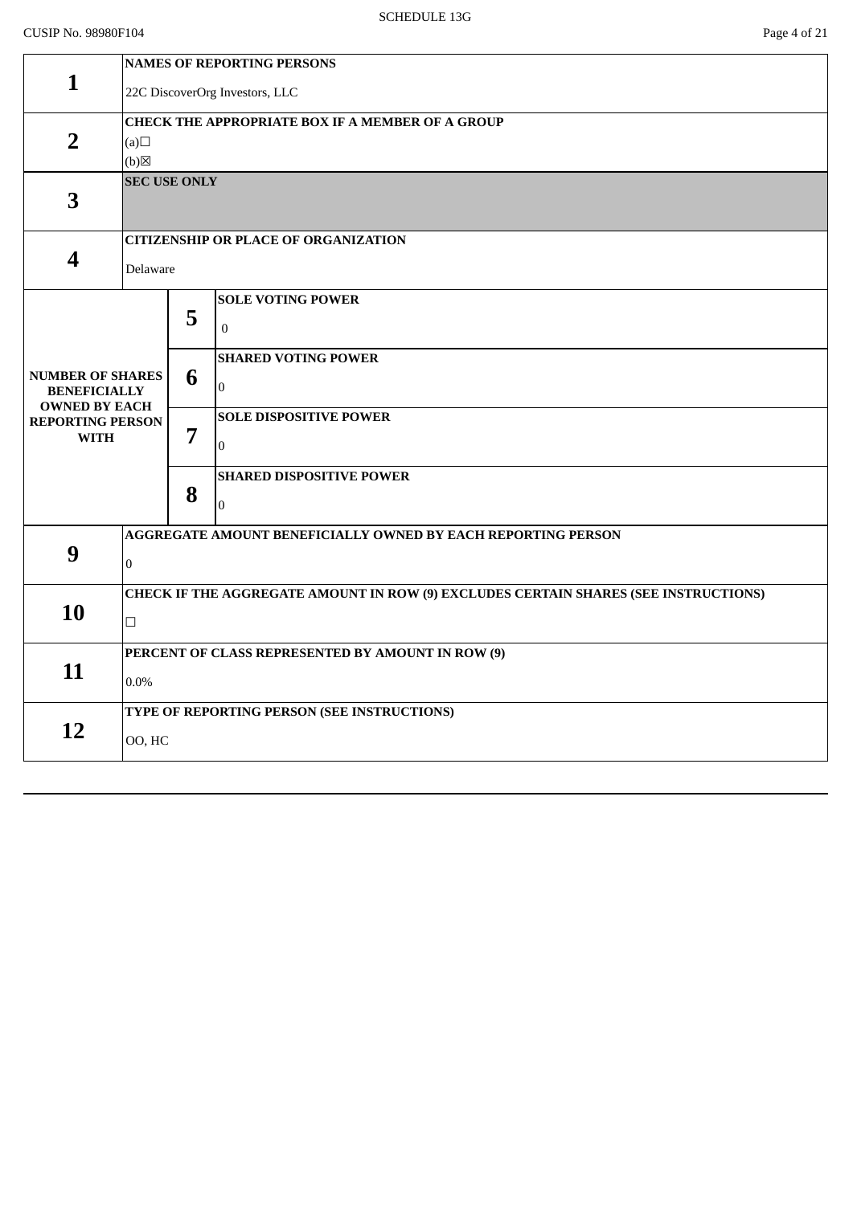SCHEDULE 13G

CUSIP No. 98980F104

| | | | |
|---|---|---|---|
| **1** | **NAMES OF REPORTING PERSONS**<br>22C DiscoverOrg Investors, LLC | | |
| **2** | **CHECK THE APPROPRIATE BOX IF A MEMBER OF A GROUP**<br>(a)☐<br>(b)☒ | | |
| **3** | **SEC USE ONLY** | | |
| **4** | **CITIZENSHIP OR PLACE OF ORGANIZATION**<br>Delaware | | |
| **NUMBER OF SHARES BENEFICIALLY OWNED BY EACH REPORTING PERSON WITH** | **5** | **SOLE VOTING POWER**<br>0 | |
| | **6** | **SHARED VOTING POWER**<br>0 | |
| | **7** | **SOLE DISPOSITIVE POWER**<br>0 | |
| | **8** | **SHARED DISPOSITIVE POWER**<br>0 | |
| **9** | **AGGREGATE AMOUNT BENEFICIALLY OWNED BY EACH REPORTING PERSON**<br>0 | | |
| **10** | **CHECK IF THE AGGREGATE AMOUNT IN ROW (9) EXCLUDES CERTAIN SHARES (SEE INSTRUCTIONS)**<br>☐ | | |
| **11** | **PERCENT OF CLASS REPRESENTED BY AMOUNT IN ROW (9)**<br>0.0% | | |
| **12** | **TYPE OF REPORTING PERSON (SEE INSTRUCTIONS)**<br>OO, HC | | |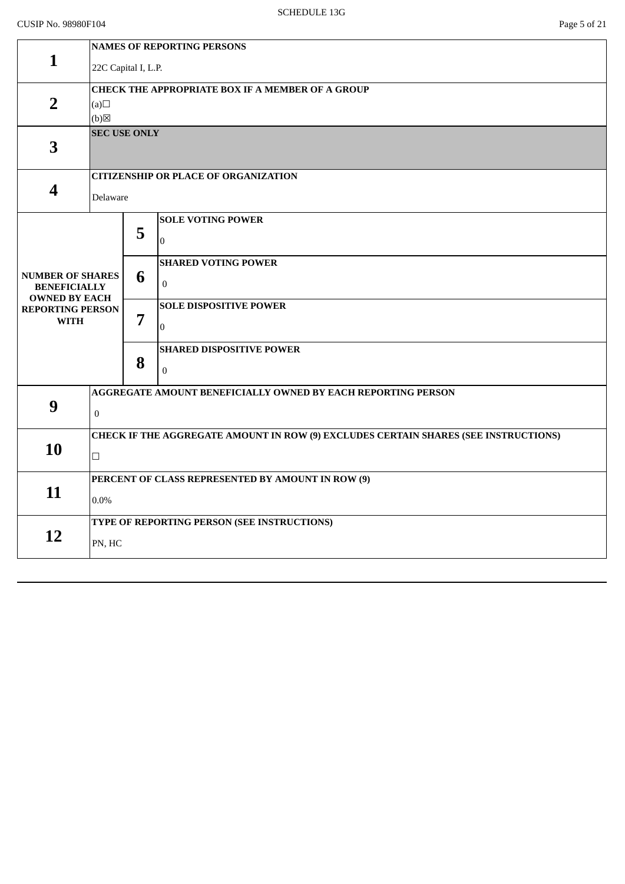| | | | |
|---|---|---|---|
| **1** | **NAMES OF REPORTING PERSONS**<br><br>22C Capital I, L.P. | | |
| **2** | **CHECK THE APPROPRIATE BOX IF A MEMBER OF A GROUP**<br>(a)☐<br>(b)☒ | | |
| **3** | **SEC USE ONLY** | | |
| **4** | **CITIZENSHIP OR PLACE OF ORGANIZATION**<br><br>Delaware | | |
| **NUMBER OF SHARES BENEFICIALLY OWNED BY EACH REPORTING PERSON WITH** | | **5** | **SOLE VOTING POWER**<br><br>0 |
| | | **6** | **SHARED VOTING POWER**<br><br>0 |
| | | **7** | **SOLE DISPOSITIVE POWER**<br><br>0 |
| | | **8** | **SHARED DISPOSITIVE POWER**<br><br>0 |
| **9** | **AGGREGATE AMOUNT BENEFICIALLY OWNED BY EACH REPORTING PERSON**<br><br>0 | | |
| **10** | **CHECK IF THE AGGREGATE AMOUNT IN ROW (9) EXCLUDES CERTAIN SHARES (SEE INSTRUCTIONS)**<br><br>☐ | | |
| **11** | **PERCENT OF CLASS REPRESENTED BY AMOUNT IN ROW (9)**<br><br>0.0% | | |
| **12** | **TYPE OF REPORTING PERSON (SEE INSTRUCTIONS)**<br><br>PN, HC | | |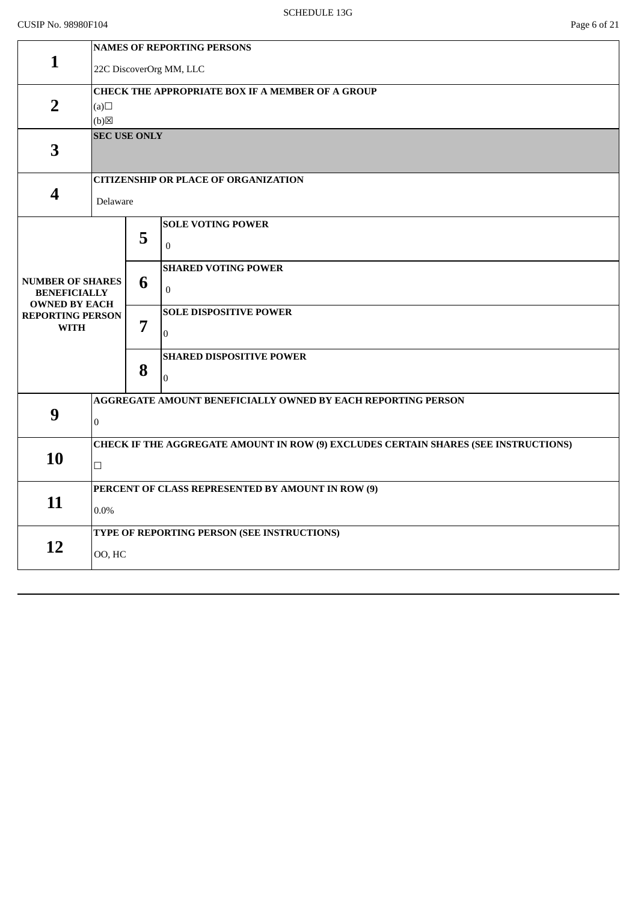SCHEDULE 13G

CUSIP No. 98980F104

| | | | |
|---|---|---|---|
| **1** | **NAMES OF REPORTING PERSONS**<br>22C DiscoverOrg MM, LLC | | |
| **2** | **CHECK THE APPROPRIATE BOX IF A MEMBER OF A GROUP**<br>(a)☐<br>(b)☒ | | |
| **3** | **SEC USE ONLY** | | |
| **4** | **CITIZENSHIP OR PLACE OF ORGANIZATION**<br>Delaware | | |
| **NUMBER OF SHARES BENEFICIALLY OWNED BY EACH REPORTING PERSON WITH** | **5** | **SOLE VOTING POWER**<br>0 | |
| | **6** | **SHARED VOTING POWER**<br>0 | |
| | **7** | **SOLE DISPOSITIVE POWER**<br>0 | |
| | **8** | **SHARED DISPOSITIVE POWER**<br>0 | |
| **9** | **AGGREGATE AMOUNT BENEFICIALLY OWNED BY EACH REPORTING PERSON**<br>0 | | |
| **10** | **CHECK IF THE AGGREGATE AMOUNT IN ROW (9) EXCLUDES CERTAIN SHARES (SEE INSTRUCTIONS)**<br>☐ | | |
| **11** | **PERCENT OF CLASS REPRESENTED BY AMOUNT IN ROW (9)**<br>0.0% | | |
| **12** | **TYPE OF REPORTING PERSON (SEE INSTRUCTIONS)**<br>OO, HC | | |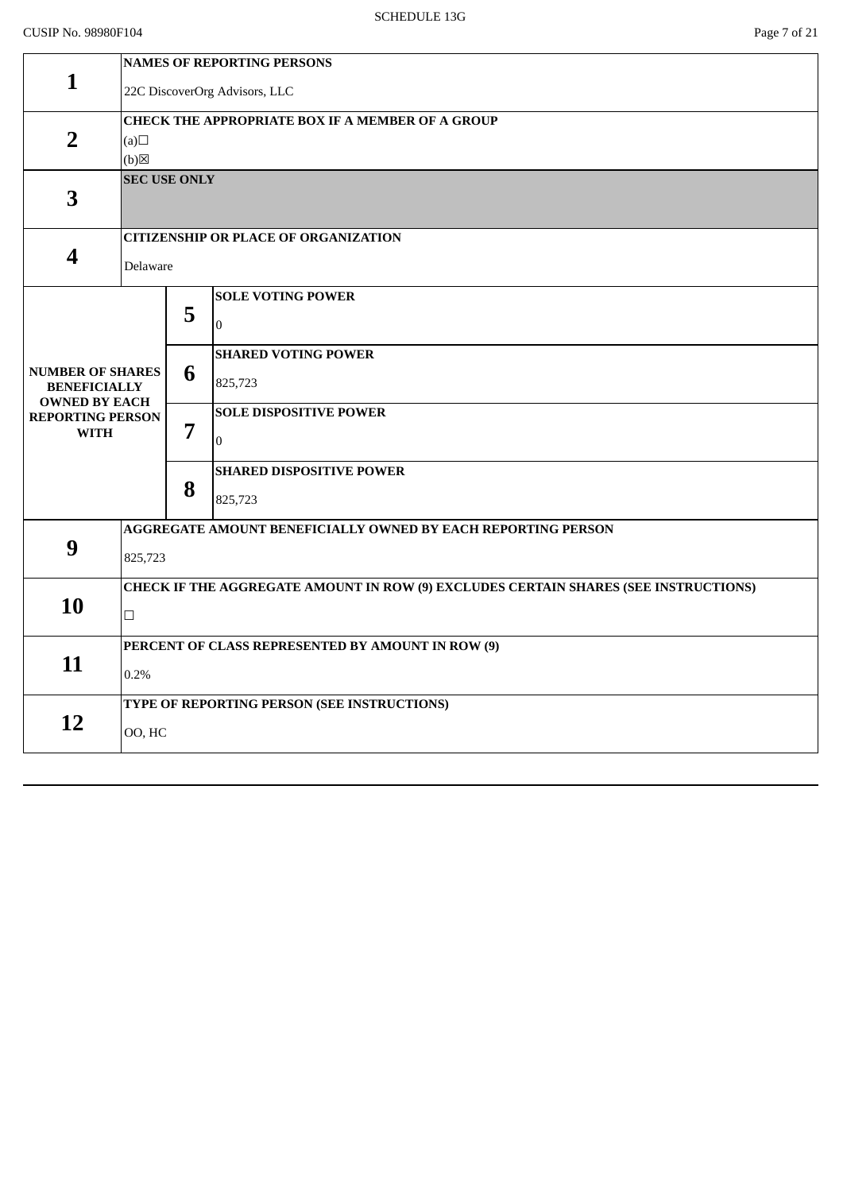SCHEDULE 13G

CUSIP No. 98980F104

| | | | |
|---|---|---|---|
| **1** | **NAMES OF REPORTING PERSONS**<br>22C DiscoverOrg Advisors, LLC | | |
| **2** | **CHECK THE APPROPRIATE BOX IF A MEMBER OF A GROUP**<br>(a)☐<br>(b)☒ | | |
| **3** | **SEC USE ONLY** | | |
| **4** | **CITIZENSHIP OR PLACE OF ORGANIZATION**<br>Delaware | | |
| **NUMBER OF SHARES BENEFICIALLY OWNED BY EACH REPORTING PERSON WITH** | **5** | **SOLE VOTING POWER**<br>0 | |
| | **6** | **SHARED VOTING POWER**<br>825,723 | |
| | **7** | **SOLE DISPOSITIVE POWER**<br>0 | |
| | **8** | **SHARED DISPOSITIVE POWER**<br>825,723 | |
| **9** | **AGGREGATE AMOUNT BENEFICIALLY OWNED BY EACH REPORTING PERSON**<br>825,723 | | |
| **10** | **CHECK IF THE AGGREGATE AMOUNT IN ROW (9) EXCLUDES CERTAIN SHARES (SEE INSTRUCTIONS)**<br>☐ | | |
| **11** | **PERCENT OF CLASS REPRESENTED BY AMOUNT IN ROW (9)**<br>0.2% | | |
| **12** | **TYPE OF REPORTING PERSON (SEE INSTRUCTIONS)**<br>OO, HC | | |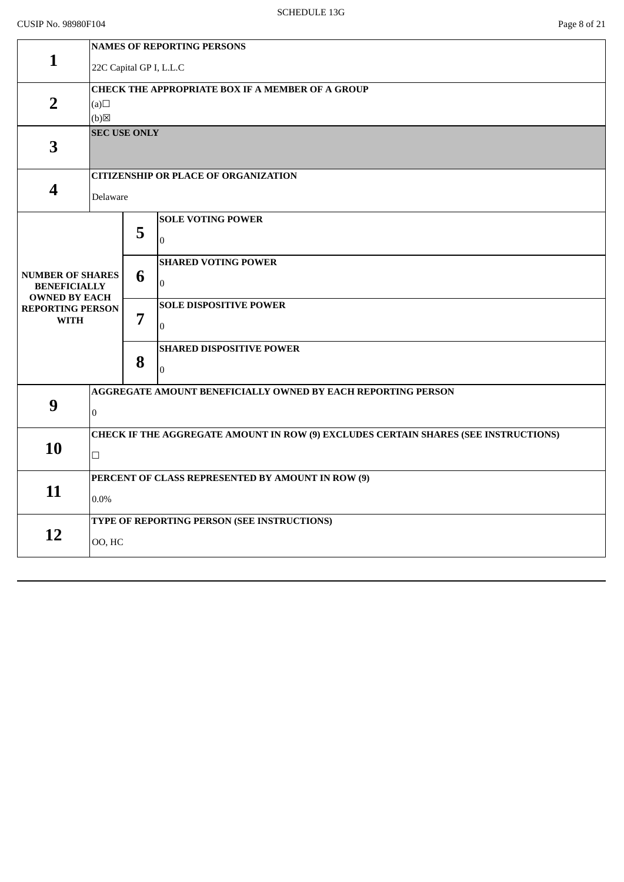CUSIP No. 98980F104

| | | | |
|---|---|---|---|
| **1** | **NAMES OF REPORTING PERSONS**<br>22C Capital GP I, L.L.C | | |
| **2** | **CHECK THE APPROPRIATE BOX IF A MEMBER OF A GROUP**<br>(a)☐<br>(b)☒ | | |
| **3** | **SEC USE ONLY** | | |
| **4** | **CITIZENSHIP OR PLACE OF ORGANIZATION**<br>Delaware | | |
| **NUMBER OF SHARES BENEFICIALLY OWNED BY EACH REPORTING PERSON WITH** | **5** | **SOLE VOTING POWER**<br>0 | |
| | **6** | **SHARED VOTING POWER**<br>0 | |
| | **7** | **SOLE DISPOSITIVE POWER**<br>0 | |
| | **8** | **SHARED DISPOSITIVE POWER**<br>0 | |
| **9** | **AGGREGATE AMOUNT BENEFICIALLY OWNED BY EACH REPORTING PERSON**<br>0 | | |
| **10** | **CHECK IF THE AGGREGATE AMOUNT IN ROW (9) EXCLUDES CERTAIN SHARES (SEE INSTRUCTIONS)**<br>☐ | | |
| **11** | **PERCENT OF CLASS REPRESENTED BY AMOUNT IN ROW (9)**<br>0.0% | | |
| **12** | **TYPE OF REPORTING PERSON (SEE INSTRUCTIONS)**<br>OO, HC | | |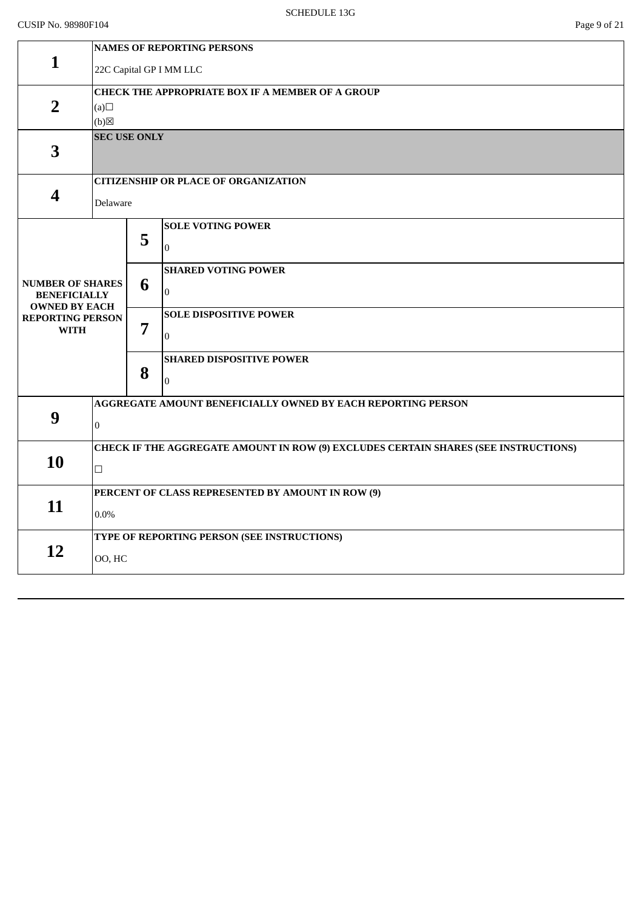CUSIP No. 98980F104

| | | | |
|---|---|---|---|
| 1 | **NAMES OF REPORTING PERSONS**<br>22C Capital GP I MM LLC | | |
| 2 | **CHECK THE APPROPRIATE BOX IF A MEMBER OF A GROUP**<br>(a)☐<br>(b)☒ | | |
| 3 | **SEC USE ONLY** | | |
| 4 | **CITIZENSHIP OR PLACE OF ORGANIZATION**<br>Delaware | | |
| **NUMBER OF SHARES BENEFICIALLY OWNED BY EACH REPORTING PERSON WITH** | 5 | **SOLE VOTING POWER**<br>0 | |
| | 6 | **SHARED VOTING POWER**<br>0 | |
| | 7 | **SOLE DISPOSITIVE POWER**<br>0 | |
| | 8 | **SHARED DISPOSITIVE POWER**<br>0 | |
| 9 | **AGGREGATE AMOUNT BENEFICIALLY OWNED BY EACH REPORTING PERSON**<br>0 | | |
| 10 | **CHECK IF THE AGGREGATE AMOUNT IN ROW (9) EXCLUDES CERTAIN SHARES (SEE INSTRUCTIONS)**<br>☐ | | |
| 11 | **PERCENT OF CLASS REPRESENTED BY AMOUNT IN ROW (9)**<br>0.0% | | |
| 12 | **TYPE OF REPORTING PERSON (SEE INSTRUCTIONS)**<br>OO, HC | | |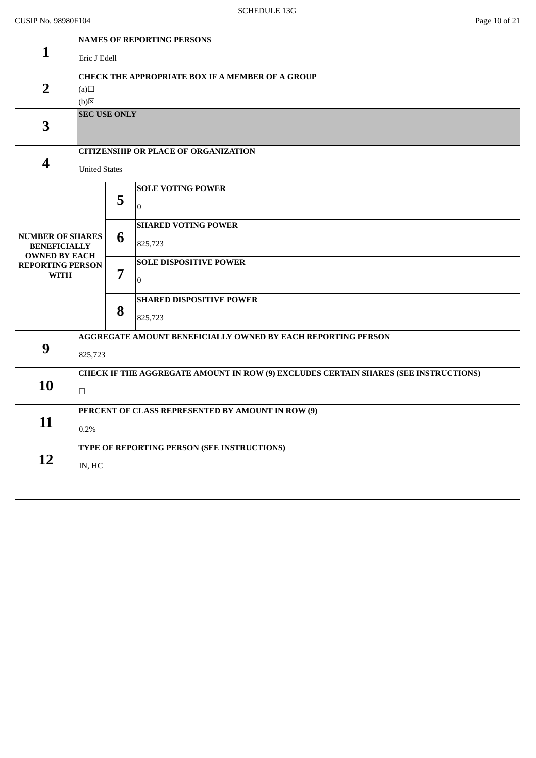CUSIP No. 98980F104

| | | | |
|---|---|---|---|
| **1** | **NAMES OF REPORTING PERSONS**<br>Eric J Edell | | |
| **2** | **CHECK THE APPROPRIATE BOX IF A MEMBER OF A GROUP**<br>(a)☐<br>(b)☒ | | |
| **3** | **SEC USE ONLY** | | |
| **4** | **CITIZENSHIP OR PLACE OF ORGANIZATION**<br>United States | | |
| **NUMBER OF SHARES BENEFICIALLY OWNED BY EACH REPORTING PERSON WITH** | **5** | **SOLE VOTING POWER**<br>0 | |
| | **6** | **SHARED VOTING POWER**<br>825,723 | |
| | **7** | **SOLE DISPOSITIVE POWER**<br>0 | |
| | **8** | **SHARED DISPOSITIVE POWER**<br>825,723 | |
| **9** | **AGGREGATE AMOUNT BENEFICIALLY OWNED BY EACH REPORTING PERSON**<br>825,723 | | |
| **10** | **CHECK IF THE AGGREGATE AMOUNT IN ROW (9) EXCLUDES CERTAIN SHARES (SEE INSTRUCTIONS)**<br>☐ | | |
| **11** | **PERCENT OF CLASS REPRESENTED BY AMOUNT IN ROW (9)**<br>0.2% | | |
| **12** | **TYPE OF REPORTING PERSON (SEE INSTRUCTIONS)**<br>IN, HC | | |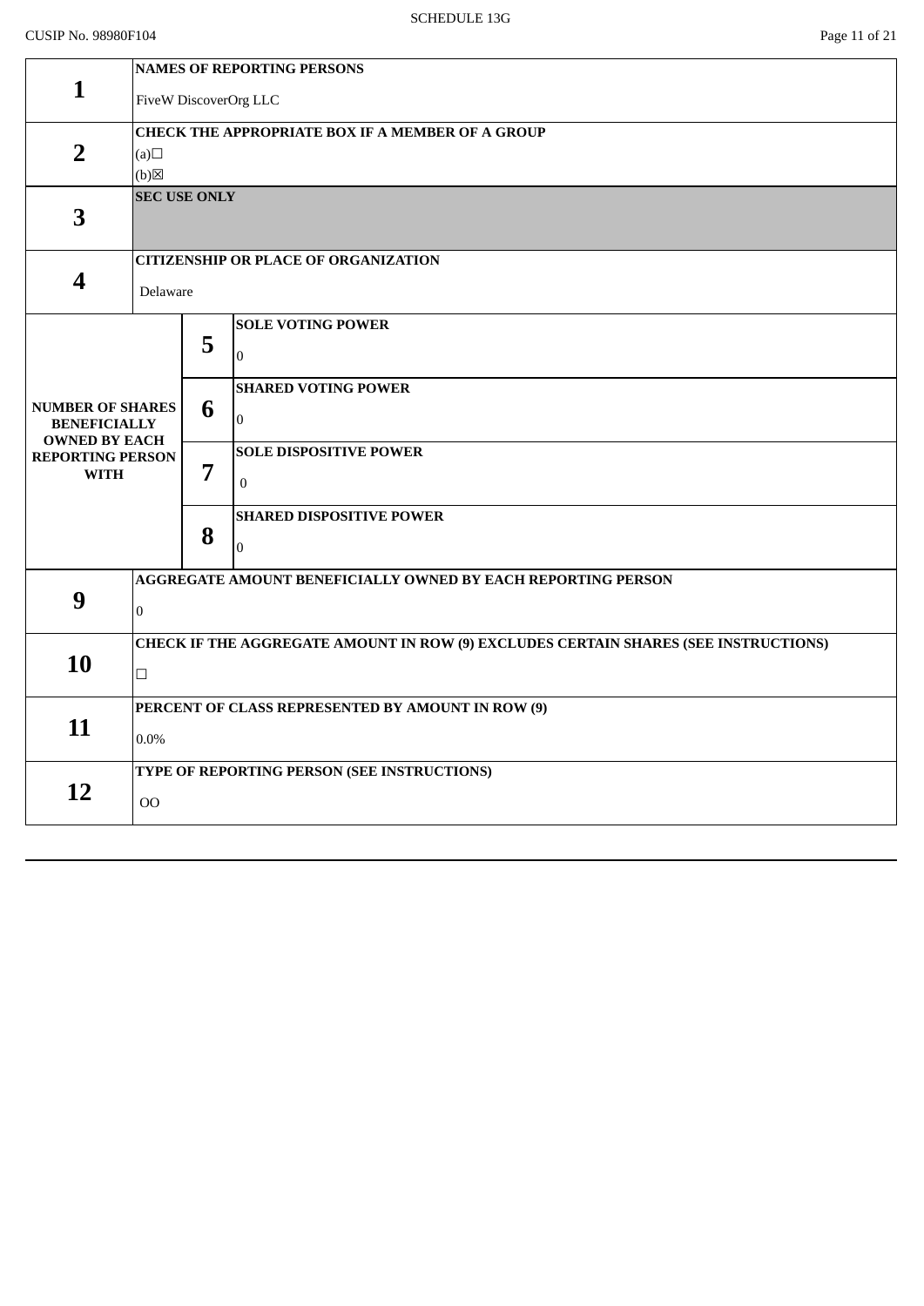| | | | |
|---|---|---|---|
| **1** | **NAMES OF REPORTING PERSONS**<br>FiveW DiscoverOrg LLC | | |
| **2** | **CHECK THE APPROPRIATE BOX IF A MEMBER OF A GROUP**<br>(a)☐<br>(b)☒ | | |
| **3** | **SEC USE ONLY** | | |
| **4** | **CITIZENSHIP OR PLACE OF ORGANIZATION**<br>Delaware | | |
| **NUMBER OF SHARES BENEFICIALLY OWNED BY EACH REPORTING PERSON WITH** | **5** | **SOLE VOTING POWER**<br>0 | |
| | **6** | **SHARED VOTING POWER**<br>0 | |
| | **7** | **SOLE DISPOSITIVE POWER**<br>0 | |
| | **8** | **SHARED DISPOSITIVE POWER**<br>0 | |
| **9** | **AGGREGATE AMOUNT BENEFICIALLY OWNED BY EACH REPORTING PERSON**<br>0 | | |
| **10** | **CHECK IF THE AGGREGATE AMOUNT IN ROW (9) EXCLUDES CERTAIN SHARES (SEE INSTRUCTIONS)**<br>☐ | | |
| **11** | **PERCENT OF CLASS REPRESENTED BY AMOUNT IN ROW (9)**<br>0.0% | | |
| **12** | **TYPE OF REPORTING PERSON (SEE INSTRUCTIONS)**<br>OO | | |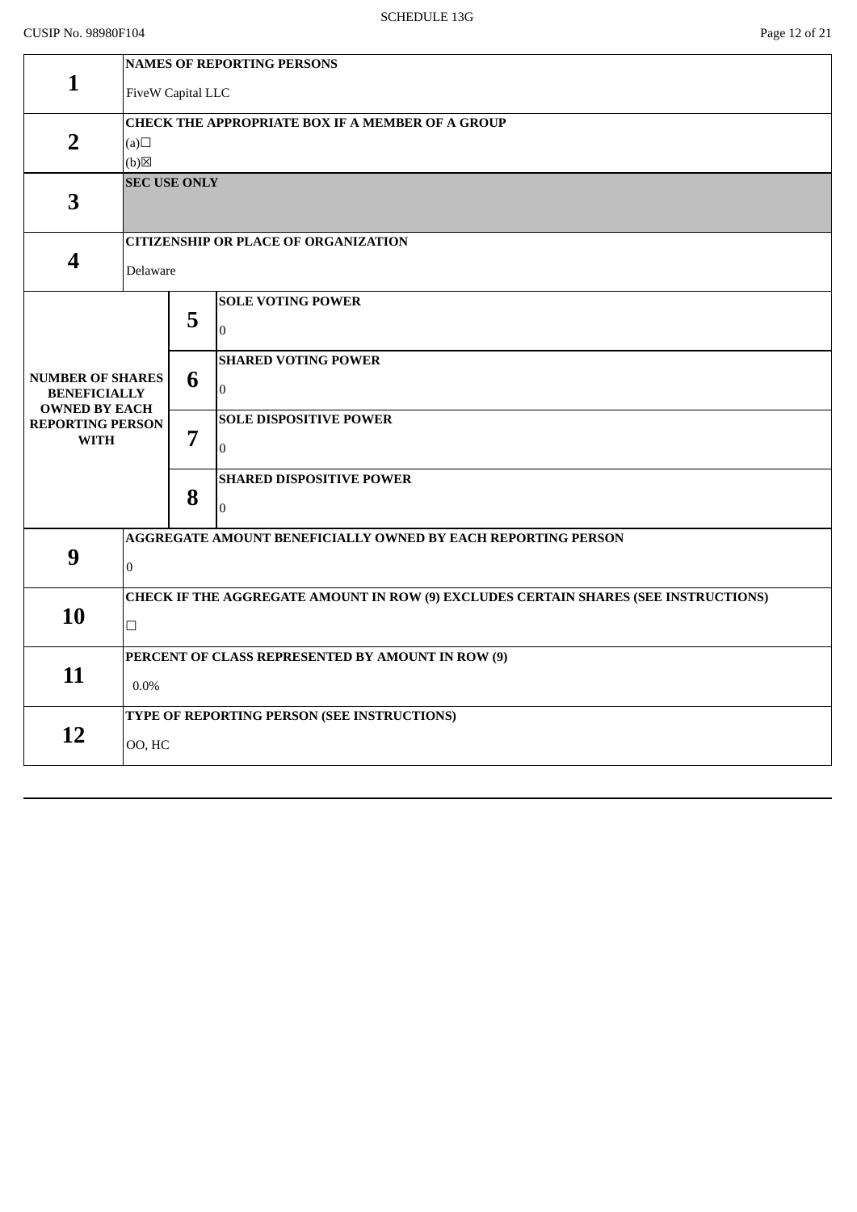CUSIP No. 98980F104

| 1 | NAMES OF REPORTING PERSONS<br>FiveW Capital LLC | |
|---|---|---|
| 2 | CHECK THE APPROPRIATE BOX IF A MEMBER OF A GROUP<br>(a)☐<br>(b)☒ | |
| 3 | SEC USE ONLY | |
| 4 | CITIZENSHIP OR PLACE OF ORGANIZATION<br>Delaware | |
| NUMBER OF SHARES BENEFICIALLY OWNED BY EACH REPORTING PERSON WITH | 5 | SOLE VOTING POWER<br>0 |
| | 6 | SHARED VOTING POWER<br>0 |
| | 7 | SOLE DISPOSITIVE POWER<br>0 |
| | 8 | SHARED DISPOSITIVE POWER<br>0 |
| 9 | AGGREGATE AMOUNT BENEFICIALLY OWNED BY EACH REPORTING PERSON<br>0 | |
| 10 | CHECK IF THE AGGREGATE AMOUNT IN ROW (9) EXCLUDES CERTAIN SHARES (SEE INSTRUCTIONS)<br>☐ | |
| 11 | PERCENT OF CLASS REPRESENTED BY AMOUNT IN ROW (9)<br>0.0% | |
| 12 | TYPE OF REPORTING PERSON (SEE INSTRUCTIONS)<br>OO, HC | |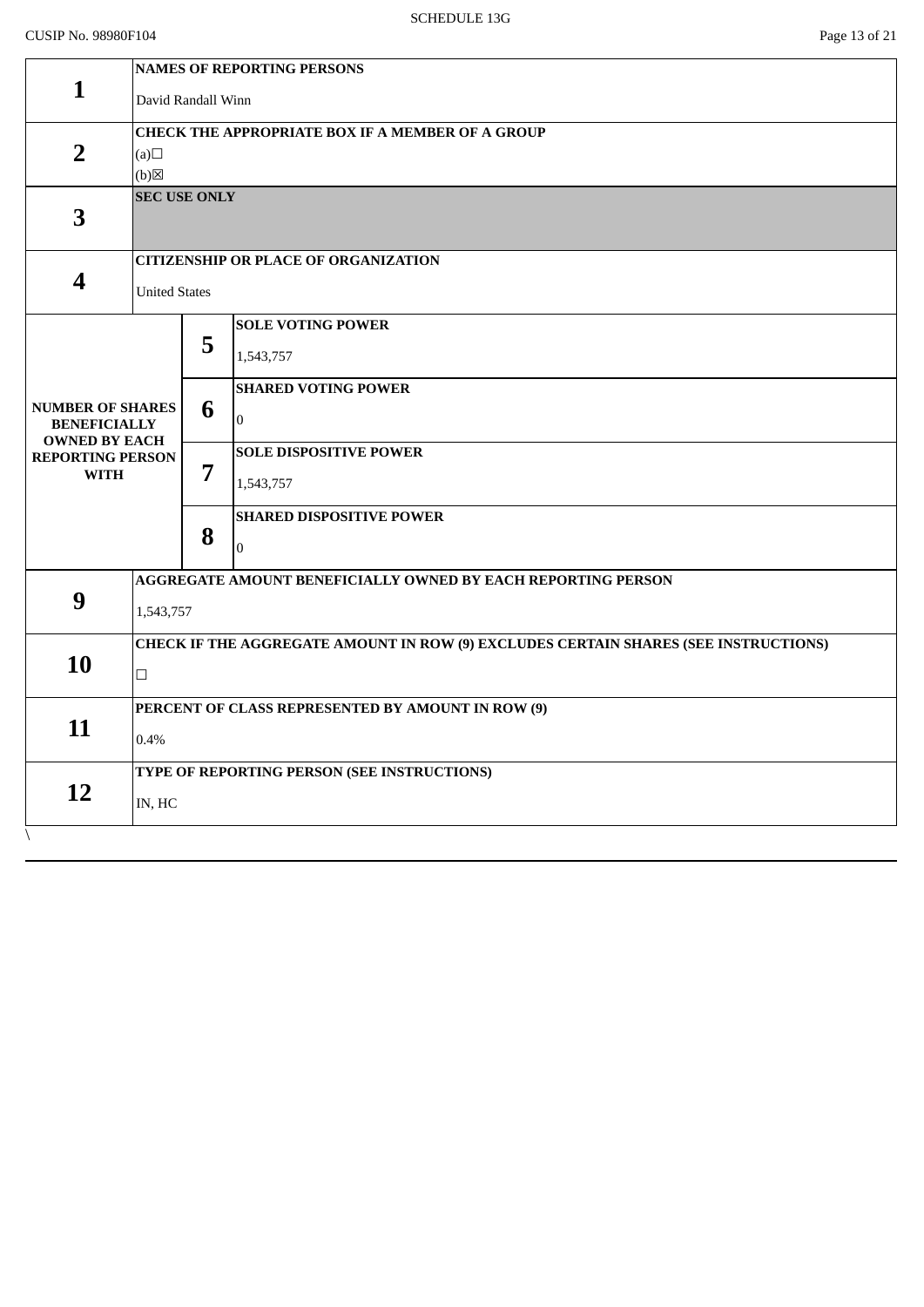CUSIP No. 98980F104

| 1 | NAMES OF REPORTING PERSONS<br><br>David Randall Winn | | |
|---|---|---|---|
| 2 | CHECK THE APPROPRIATE BOX IF A MEMBER OF A GROUP<br>(a)☐<br>(b)☒ | | |
| 3 | SEC USE ONLY | | |
| 4 | CITIZENSHIP OR PLACE OF ORGANIZATION<br><br>United States | | |
| NUMBER OF SHARES BENEFICIALLY OWNED BY EACH REPORTING PERSON WITH | | 5 | SOLE VOTING POWER<br><br>1,543,757 |
| | | 6 | SHARED VOTING POWER<br><br>0 |
| | | 7 | SOLE DISPOSITIVE POWER<br><br>1,543,757 |
| | | 8 | SHARED DISPOSITIVE POWER<br><br>0 |
| 9 | AGGREGATE AMOUNT BENEFICIALLY OWNED BY EACH REPORTING PERSON<br><br>1,543,757 | | |
| 10 | CHECK IF THE AGGREGATE AMOUNT IN ROW (9) EXCLUDES CERTAIN SHARES (SEE INSTRUCTIONS)<br><br>☐ | | |
| 11 | PERCENT OF CLASS REPRESENTED BY AMOUNT IN ROW (9)<br><br>0.4% | | |
| 12 | TYPE OF REPORTING PERSON (SEE INSTRUCTIONS)<br><br>IN, HC | | |

\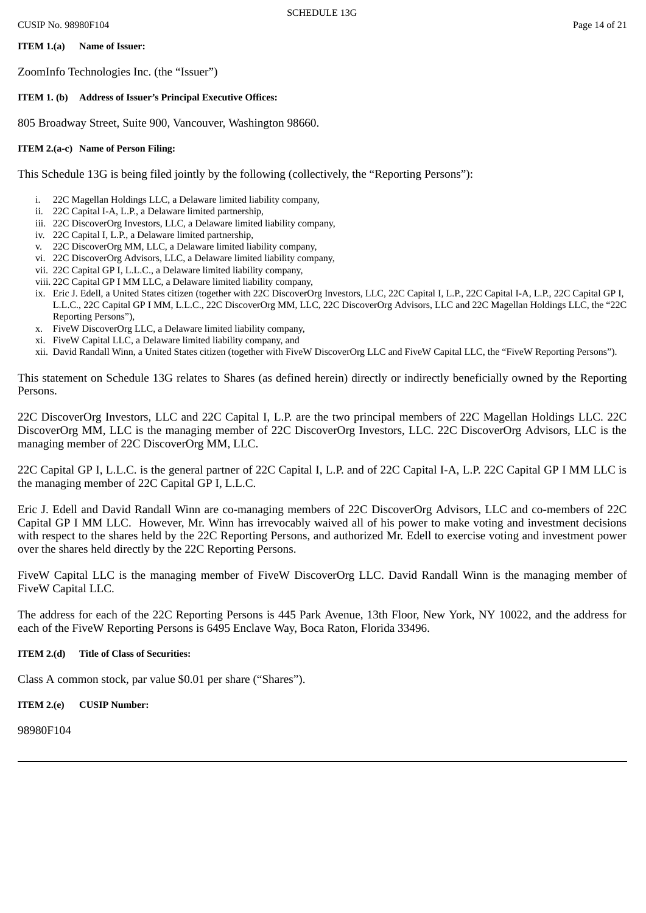**ITEM 1.(a) Name of Issuer:**

ZoomInfo Technologies Inc. (the "Issuer")

**ITEM 1. (b) Address of Issuer's Principal Executive Offices:**

805 Broadway Street, Suite 900, Vancouver, Washington 98660.

**ITEM 2.(a-c) Name of Person Filing:**

This Schedule 13G is being filed jointly by the following (collectively, the "Reporting Persons"):

i. 22C Magellan Holdings LLC, a Delaware limited liability company,
ii. 22C Capital I-A, L.P., a Delaware limited partnership,
iii. 22C DiscoverOrg Investors, LLC, a Delaware limited liability company,
iv. 22C Capital I, L.P., a Delaware limited partnership,
v. 22C DiscoverOrg MM, LLC, a Delaware limited liability company,
vi. 22C DiscoverOrg Advisors, LLC, a Delaware limited liability company,
vii. 22C Capital GP I, L.L.C., a Delaware limited liability company,
viii. 22C Capital GP I MM LLC, a Delaware limited liability company,
ix. Eric J. Edell, a United States citizen (together with 22C DiscoverOrg Investors, LLC, 22C Capital I, L.P., 22C Capital I-A, L.P., 22C Capital GP I, L.L.C., 22C Capital GP I MM, L.L.C., 22C DiscoverOrg MM, LLC, 22C DiscoverOrg Advisors, LLC and 22C Magellan Holdings LLC, the "22C Reporting Persons"),
x. FiveW DiscoverOrg LLC, a Delaware limited liability company,
xi. FiveW Capital LLC, a Delaware limited liability company, and
xii. David Randall Winn, a United States citizen (together with FiveW DiscoverOrg LLC and FiveW Capital LLC, the "FiveW Reporting Persons").

This statement on Schedule 13G relates to Shares (as defined herein) directly or indirectly beneficially owned by the Reporting Persons.

22C DiscoverOrg Investors, LLC and 22C Capital I, L.P. are the two principal members of 22C Magellan Holdings LLC. 22C DiscoverOrg MM, LLC is the managing member of 22C DiscoverOrg Investors, LLC. 22C DiscoverOrg Advisors, LLC is the managing member of 22C DiscoverOrg MM, LLC.

22C Capital GP I, L.L.C. is the general partner of 22C Capital I, L.P. and of 22C Capital I-A, L.P. 22C Capital GP I MM LLC is the managing member of 22C Capital GP I, L.L.C.

Eric J. Edell and David Randall Winn are co-managing members of 22C DiscoverOrg Advisors, LLC and co-members of 22C Capital GP I MM LLC. However, Mr. Winn has irrevocably waived all of his power to make voting and investment decisions with respect to the shares held by the 22C Reporting Persons, and authorized Mr. Edell to exercise voting and investment power over the shares held directly by the 22C Reporting Persons.

FiveW Capital LLC is the managing member of FiveW DiscoverOrg LLC. David Randall Winn is the managing member of FiveW Capital LLC.

The address for each of the 22C Reporting Persons is 445 Park Avenue, 13th Floor, New York, NY 10022, and the address for each of the FiveW Reporting Persons is 6495 Enclave Way, Boca Raton, Florida 33496.

**ITEM 2.(d) Title of Class of Securities:**

Class A common stock, par value $0.01 per share ("Shares").

**ITEM 2.(e) CUSIP Number:**

98980F104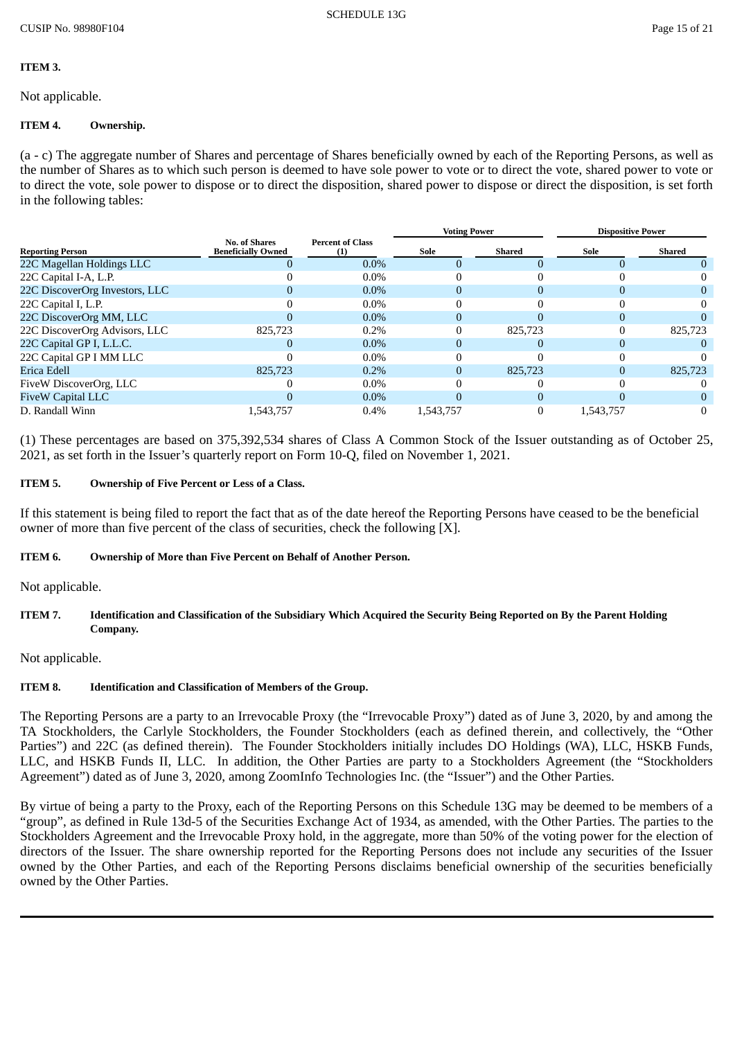**ITEM 3.**

Not applicable.

**ITEM 4. Ownership.**

(a - c) The aggregate number of Shares and percentage of Shares beneficially owned by each of the Reporting Persons, as well as the number of Shares as to which such person is deemed to have sole power to vote or to direct the vote, shared power to vote or to direct the vote, sole power to dispose or to direct the disposition, shared power to dispose or direct the disposition, is set forth in the following tables:

| | | | Voting Power | | Dispositive Power | |
|---|---|---|---|---|---|---|
| **Reporting Person** | **No. of Shares Beneficially Owned** | **Percent of Class (1)** | **Sole** | **Shared** | **Sole** | **Shared** |
| 22C Magellan Holdings LLC | 0 | 0.0% | 0 | 0 | 0 | 0 |
| 22C Capital I-A, L.P. | 0 | 0.0% | 0 | 0 | 0 | 0 |
| 22C DiscoverOrg Investors, LLC | 0 | 0.0% | 0 | 0 | 0 | 0 |
| 22C Capital I, L.P. | 0 | 0.0% | 0 | 0 | 0 | 0 |
| 22C DiscoverOrg MM, LLC | 0 | 0.0% | 0 | 0 | 0 | 0 |
| 22C DiscoverOrg Advisors, LLC | 825,723 | 0.2% | 0 | 825,723 | 0 | 825,723 |
| 22C Capital GP I, L.L.C. | 0 | 0.0% | 0 | 0 | 0 | 0 |
| 22C Capital GP I MM LLC | 0 | 0.0% | 0 | 0 | 0 | 0 |
| Erica Edell | 825,723 | 0.2% | 0 | 825,723 | 0 | 825,723 |
| FiveW DiscoverOrg, LLC | 0 | 0.0% | 0 | 0 | 0 | 0 |
| FiveW Capital LLC | 0 | 0.0% | 0 | 0 | 0 | 0 |
| D. Randall Winn | 1,543,757 | 0.4% | 1,543,757 | 0 | 1,543,757 | 0 |

(1) These percentages are based on 375,392,534 shares of Class A Common Stock of the Issuer outstanding as of October 25, 2021, as set forth in the Issuer's quarterly report on Form 10-Q, filed on November 1, 2021.

**ITEM 5. Ownership of Five Percent or Less of a Class.**

If this statement is being filed to report the fact that as of the date hereof the Reporting Persons have ceased to be the beneficial owner of more than five percent of the class of securities, check the following [X].

**ITEM 6. Ownership of More than Five Percent on Behalf of Another Person.**

Not applicable.

**ITEM 7. Identification and Classification of the Subsidiary Which Acquired the Security Being Reported on By the Parent Holding Company.**

Not applicable.

**ITEM 8. Identification and Classification of Members of the Group.**

The Reporting Persons are a party to an Irrevocable Proxy (the "Irrevocable Proxy") dated as of June 3, 2020, by and among the TA Stockholders, the Carlyle Stockholders, the Founder Stockholders (each as defined therein, and collectively, the "Other Parties") and 22C (as defined therein). The Founder Stockholders initially includes DO Holdings (WA), LLC, HSKB Funds, LLC, and HSKB Funds II, LLC. In addition, the Other Parties are party to a Stockholders Agreement (the "Stockholders Agreement") dated as of June 3, 2020, among ZoomInfo Technologies Inc. (the "Issuer") and the Other Parties.

By virtue of being a party to the Proxy, each of the Reporting Persons on this Schedule 13G may be deemed to be members of a "group", as defined in Rule 13d-5 of the Securities Exchange Act of 1934, as amended, with the Other Parties. The parties to the Stockholders Agreement and the Irrevocable Proxy hold, in the aggregate, more than 50% of the voting power for the election of directors of the Issuer. The share ownership reported for the Reporting Persons does not include any securities of the Issuer owned by the Other Parties, and each of the Reporting Persons disclaims beneficial ownership of the securities beneficially owned by the Other Parties.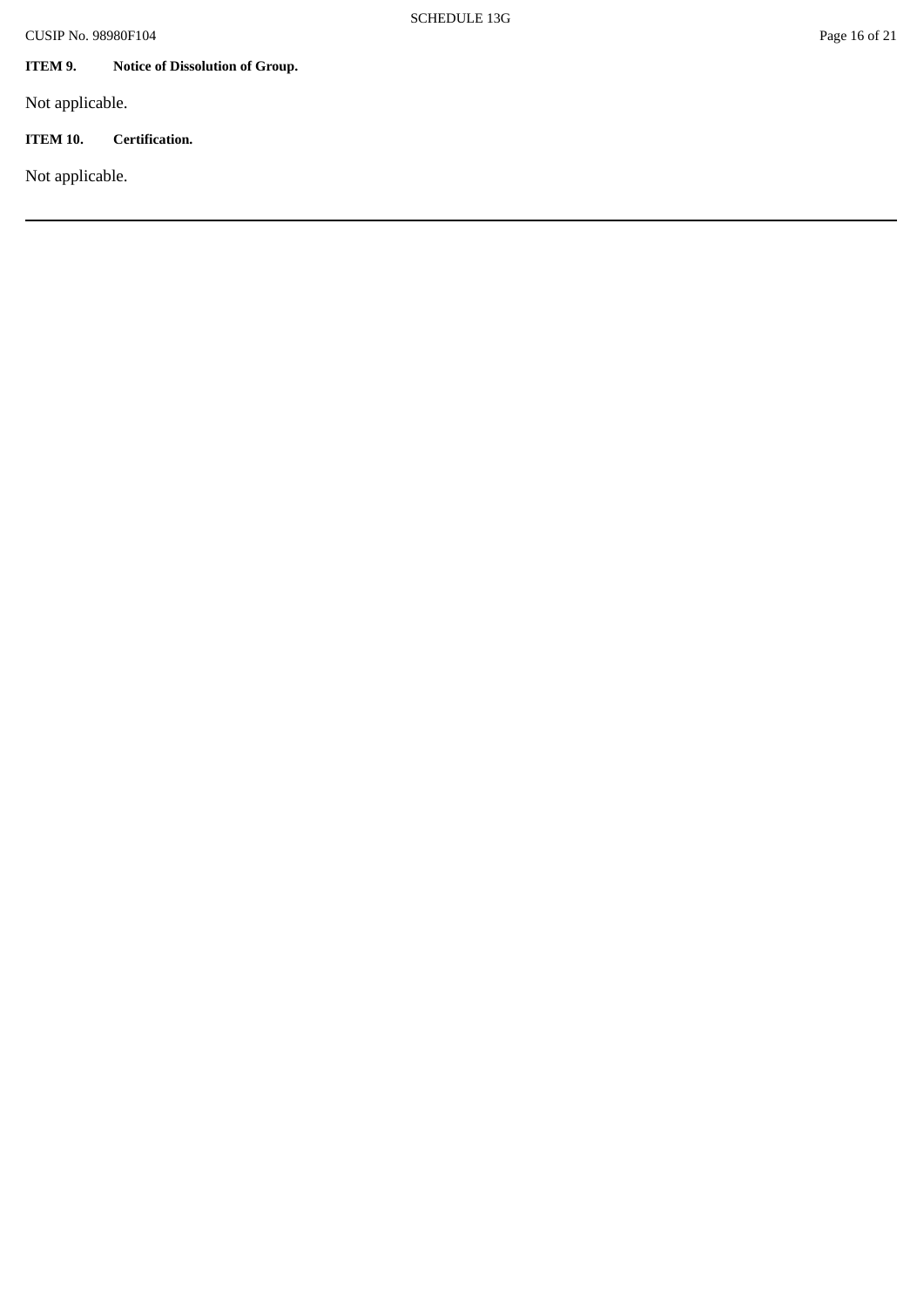**ITEM 9. Notice of Dissolution of Group.**

Not applicable.

**ITEM 10. Certification.**

Not applicable.

---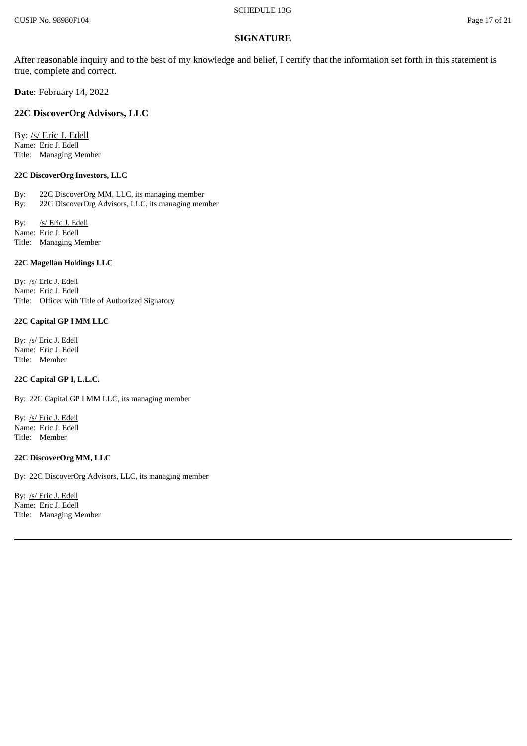## SIGNATURE

After reasonable inquiry and to the best of my knowledge and belief, I certify that the information set forth in this statement is true, complete and correct.

**Date**: February 14, 2022

### 22C DiscoverOrg Advisors, LLC

By: /s/ Eric J. Edell
Name: Eric J. Edell
Title: Managing Member

**22C DiscoverOrg Investors, LLC**

By: 22C DiscoverOrg MM, LLC, its managing member
By: 22C DiscoverOrg Advisors, LLC, its managing member

By: /s/ Eric J. Edell
Name: Eric J. Edell
Title: Managing Member

**22C Magellan Holdings LLC**

By: /s/ Eric J. Edell
Name: Eric J. Edell
Title: Officer with Title of Authorized Signatory

**22C Capital GP I MM LLC**

By: /s/ Eric J. Edell
Name: Eric J. Edell
Title: Member

**22C Capital GP I, L.L.C.**

By: 22C Capital GP I MM LLC, its managing member

By: /s/ Eric J. Edell
Name: Eric J. Edell
Title: Member

**22C DiscoverOrg MM, LLC**

By: 22C DiscoverOrg Advisors, LLC, its managing member

By: /s/ Eric J. Edell
Name: Eric J. Edell
Title: Managing Member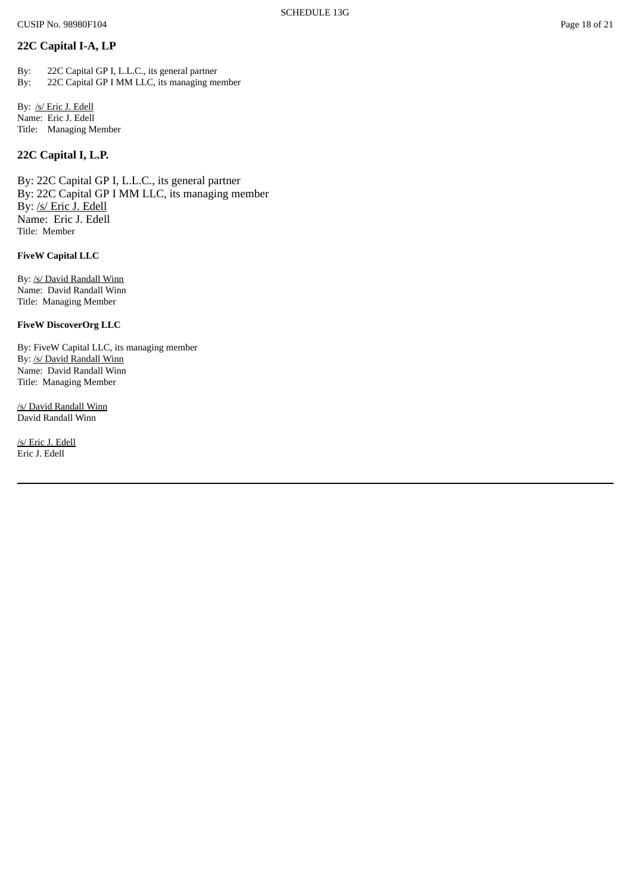**22C Capital I-A, LP**

By: 22C Capital GP I, L.L.C., its general partner
By: 22C Capital GP I MM LLC, its managing member

By: /s/ Eric J. Edell
Name: Eric J. Edell
Title: Managing Member

**22C Capital I, L.P.**

By: 22C Capital GP I, L.L.C., its general partner
By: 22C Capital GP I MM LLC, its managing member
By: /s/ Eric J. Edell
Name: Eric J. Edell
Title: Member

**FiveW Capital LLC**

By: /s/ David Randall Winn
Name: David Randall Winn
Title: Managing Member

**FiveW DiscoverOrg LLC**

By: FiveW Capital LLC, its managing member
By: /s/ David Randall Winn
Name: David Randall Winn
Title: Managing Member

/s/ David Randall Winn
David Randall Winn

/s/ Eric J. Edell
Eric J. Edell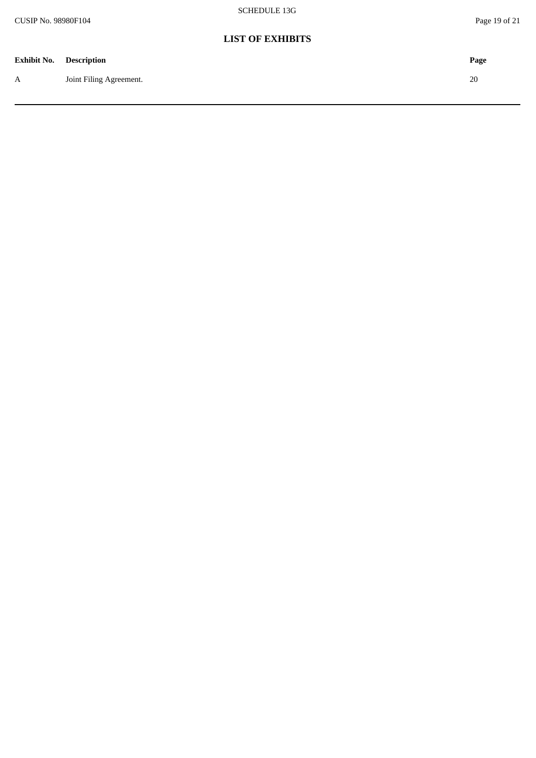## LIST OF EXHIBITS

| Exhibit No. | Description | Page |
|---|---|---|
| A | Joint Filing Agreement. | 20 |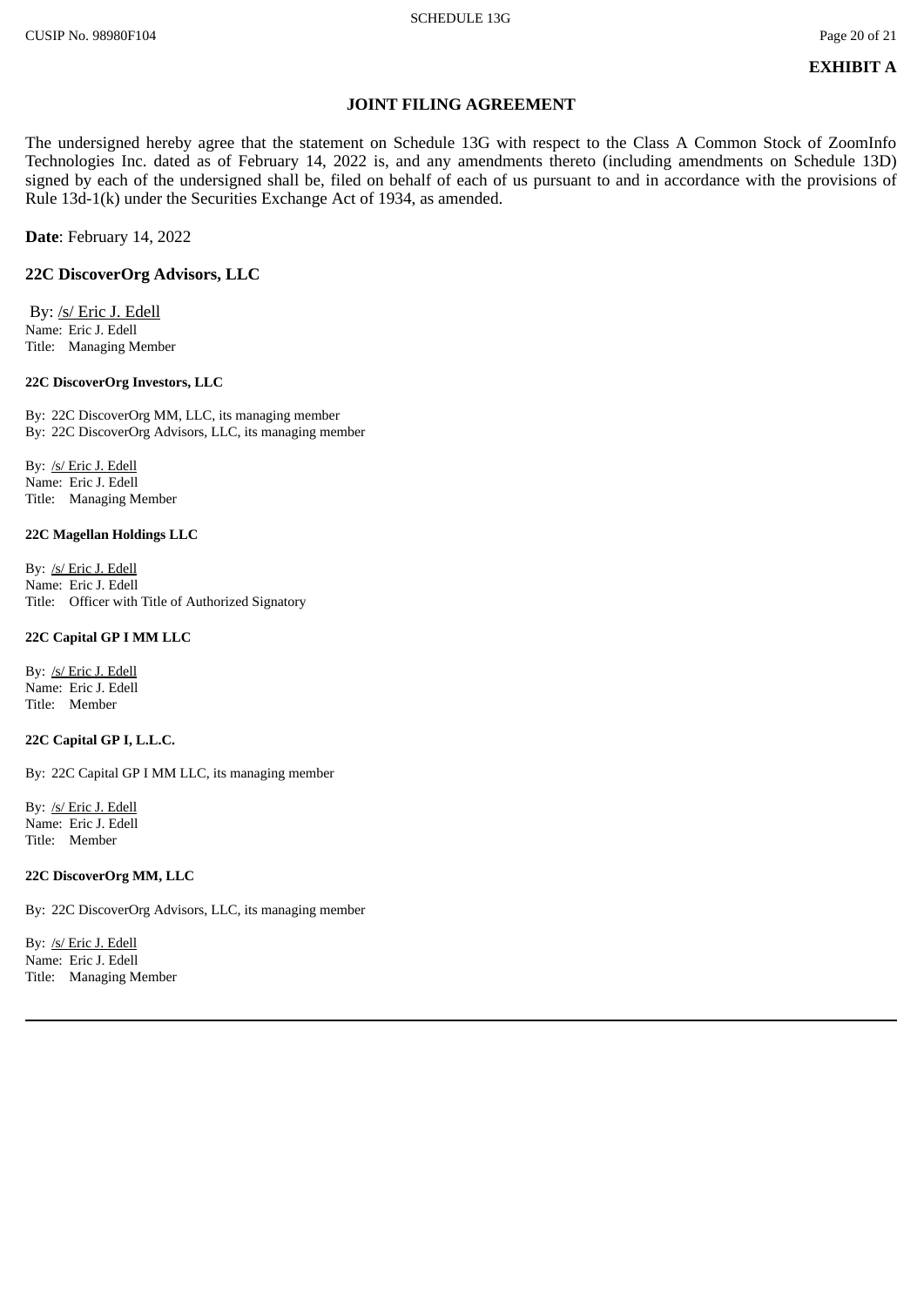**EXHIBIT A**

## JOINT FILING AGREEMENT

The undersigned hereby agree that the statement on Schedule 13G with respect to the Class A Common Stock of ZoomInfo Technologies Inc. dated as of February 14, 2022 is, and any amendments thereto (including amendments on Schedule 13D) signed by each of the undersigned shall be, filed on behalf of each of us pursuant to and in accordance with the provisions of Rule 13d-1(k) under the Securities Exchange Act of 1934, as amended.

**Date**: February 14, 2022

**22C DiscoverOrg Advisors, LLC**

By: /s/ Eric J. Edell
Name: Eric J. Edell
Title: Managing Member

**22C DiscoverOrg Investors, LLC**

By: 22C DiscoverOrg MM, LLC, its managing member
By: 22C DiscoverOrg Advisors, LLC, its managing member

By: /s/ Eric J. Edell
Name: Eric J. Edell
Title: Managing Member

**22C Magellan Holdings LLC**

By: /s/ Eric J. Edell
Name: Eric J. Edell
Title: Officer with Title of Authorized Signatory

**22C Capital GP I MM LLC**

By: /s/ Eric J. Edell
Name: Eric J. Edell
Title: Member

**22C Capital GP I, L.L.C.**

By: 22C Capital GP I MM LLC, its managing member

By: /s/ Eric J. Edell
Name: Eric J. Edell
Title: Member

**22C DiscoverOrg MM, LLC**

By: 22C DiscoverOrg Advisors, LLC, its managing member

By: /s/ Eric J. Edell
Name: Eric J. Edell
Title: Managing Member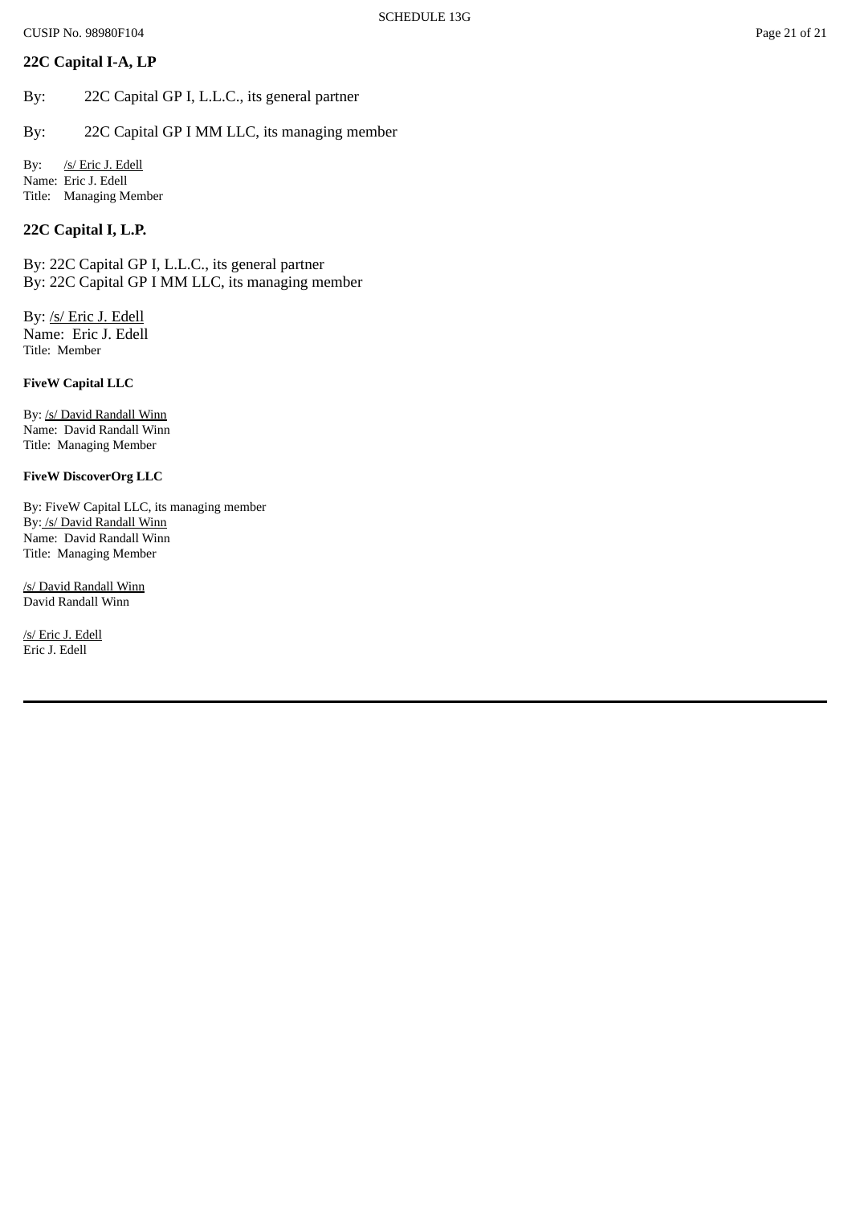**22C Capital I-A, LP**

By: 22C Capital GP I, L.L.C., its general partner

By: 22C Capital GP I MM LLC, its managing member

By: /s/ Eric J. Edell
Name: Eric J. Edell
Title: Managing Member

**22C Capital I, L.P.**

By: 22C Capital GP I, L.L.C., its general partner
By: 22C Capital GP I MM LLC, its managing member

By: /s/ Eric J. Edell
Name: Eric J. Edell
Title: Member

**FiveW Capital LLC**

By: /s/ David Randall Winn
Name: David Randall Winn
Title: Managing Member

**FiveW DiscoverOrg LLC**

By: FiveW Capital LLC, its managing member
By: /s/ David Randall Winn
Name: David Randall Winn
Title: Managing Member

/s/ David Randall Winn
David Randall Winn

/s/ Eric J. Edell
Eric J. Edell